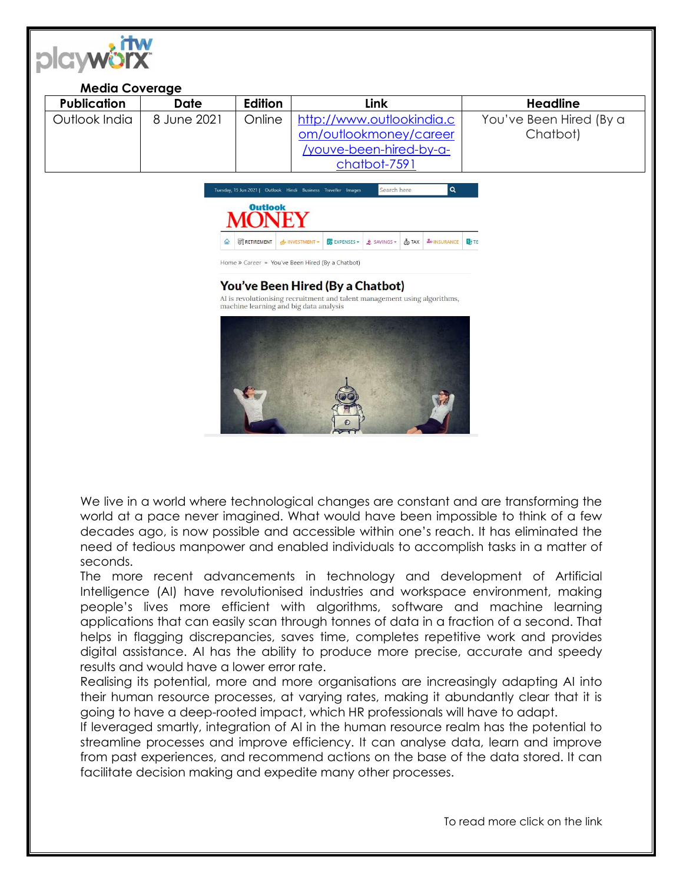**Media Coverage**

| Publication | Date | Edition | Link | Headline |
|---|---|---|---|---|
| Outlook India | 8 June 2021 | Online | http://www.outlookindia.com/outlookmoney/career/youve-been-hired-by-a-chatbot-7591 | You've Been Hired (By a Chatbot) |

Tuesday, 15 Jun 2021 | Outlook Hindi Business Traveller Images

Outlook MONEY

RETIREMENT | INVESTMENT | EXPENSES | SAVINGS | TAX | INSURANCE

Home » Career » You've Been Hired (By a Chatbot)

## You've Been Hired (By a Chatbot)

AI is revolutionising recruitment and talent management using algorithms, machine learning and big data analysis

We live in a world where technological changes are constant and are transforming the world at a pace never imagined. What would have been impossible to think of a few decades ago, is now possible and accessible within one's reach. It has eliminated the need of tedious manpower and enabled individuals to accomplish tasks in a matter of seconds.

The more recent advancements in technology and development of Artificial Intelligence (AI) have revolutionised industries and workspace environment, making people's lives more efficient with algorithms, software and machine learning applications that can easily scan through tonnes of data in a fraction of a second. That helps in flagging discrepancies, saves time, completes repetitive work and provides digital assistance. AI has the ability to produce more precise, accurate and speedy results and would have a lower error rate.

Realising its potential, more and more organisations are increasingly adapting AI into their human resource processes, at varying rates, making it abundantly clear that it is going to have a deep-rooted impact, which HR professionals will have to adapt.

If leveraged smartly, integration of AI in the human resource realm has the potential to streamline processes and improve efficiency. It can analyse data, learn and improve from past experiences, and recommend actions on the base of the data stored. It can facilitate decision making and expedite many other processes.

To read more click on the link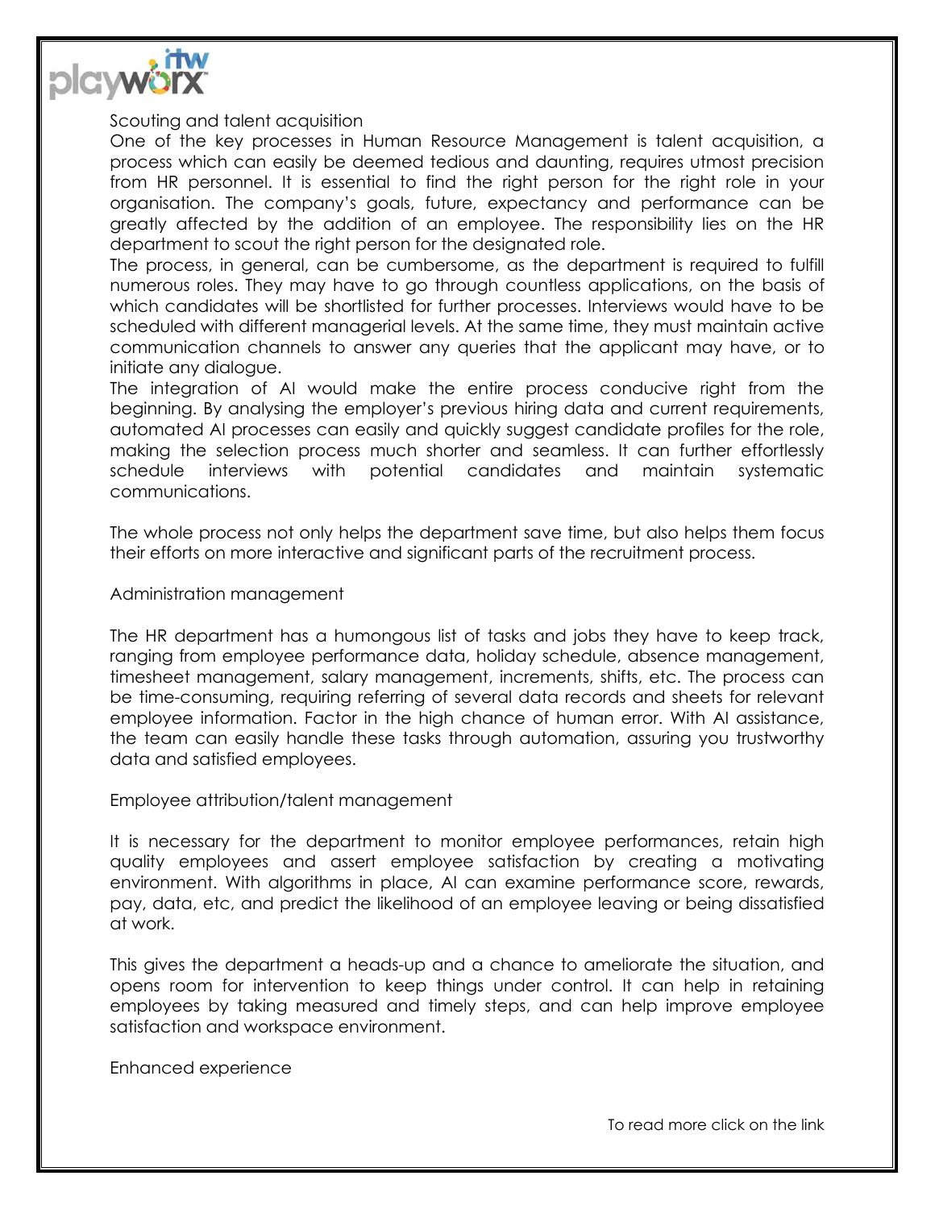## Scouting and talent acquisition

One of the key processes in Human Resource Management is talent acquisition, a process which can easily be deemed tedious and daunting, requires utmost precision from HR personnel. It is essential to find the right person for the right role in your organisation. The company's goals, future, expectancy and performance can be greatly affected by the addition of an employee. The responsibility lies on the HR department to scout the right person for the designated role.

The process, in general, can be cumbersome, as the department is required to fulfill numerous roles. They may have to go through countless applications, on the basis of which candidates will be shortlisted for further processes. Interviews would have to be scheduled with different managerial levels. At the same time, they must maintain active communication channels to answer any queries that the applicant may have, or to initiate any dialogue.

The integration of AI would make the entire process conducive right from the beginning. By analysing the employer's previous hiring data and current requirements, automated AI processes can easily and quickly suggest candidate profiles for the role, making the selection process much shorter and seamless. It can further effortlessly schedule interviews with potential candidates and maintain systematic communications.

The whole process not only helps the department save time, but also helps them focus their efforts on more interactive and significant parts of the recruitment process.

## Administration management

The HR department has a humongous list of tasks and jobs they have to keep track, ranging from employee performance data, holiday schedule, absence management, timesheet management, salary management, increments, shifts, etc. The process can be time-consuming, requiring referring of several data records and sheets for relevant employee information. Factor in the high chance of human error. With AI assistance, the team can easily handle these tasks through automation, assuring you trustworthy data and satisfied employees.

## Employee attribution/talent management

It is necessary for the department to monitor employee performances, retain high quality employees and assert employee satisfaction by creating a motivating environment. With algorithms in place, AI can examine performance score, rewards, pay, data, etc, and predict the likelihood of an employee leaving or being dissatisfied at work.

This gives the department a heads-up and a chance to ameliorate the situation, and opens room for intervention to keep things under control. It can help in retaining employees by taking measured and timely steps, and can help improve employee satisfaction and workspace environment.

## Enhanced experience

To read more click on the link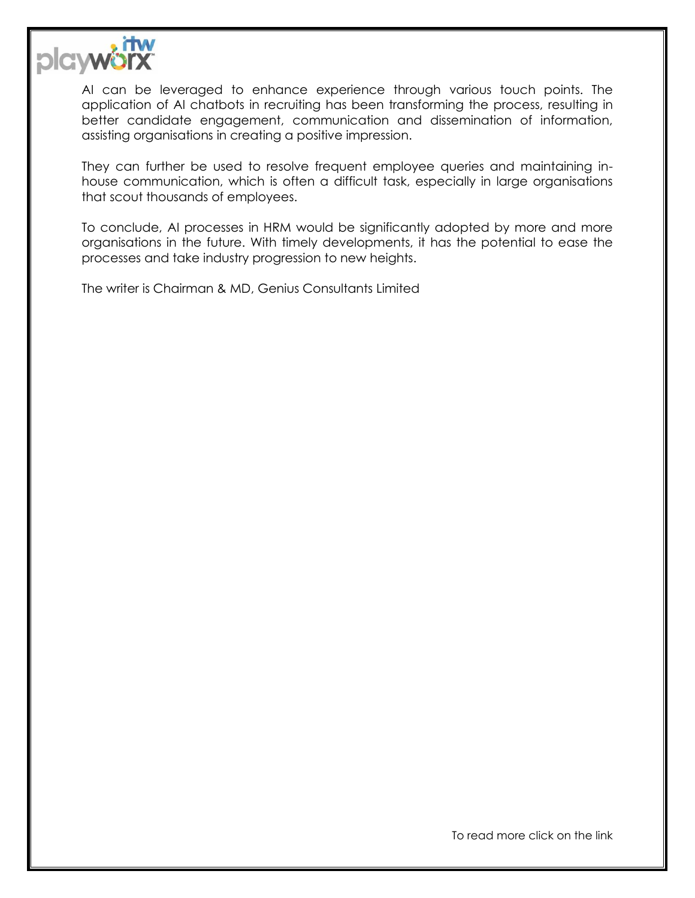AI can be leveraged to enhance experience through various touch points. The application of AI chatbots in recruiting has been transforming the process, resulting in better candidate engagement, communication and dissemination of information, assisting organisations in creating a positive impression.

They can further be used to resolve frequent employee queries and maintaining in-house communication, which is often a difficult task, especially in large organisations that scout thousands of employees.

To conclude, AI processes in HRM would be significantly adopted by more and more organisations in the future. With timely developments, it has the potential to ease the processes and take industry progression to new heights.

The writer is Chairman & MD, Genius Consultants Limited

To read more click on the link